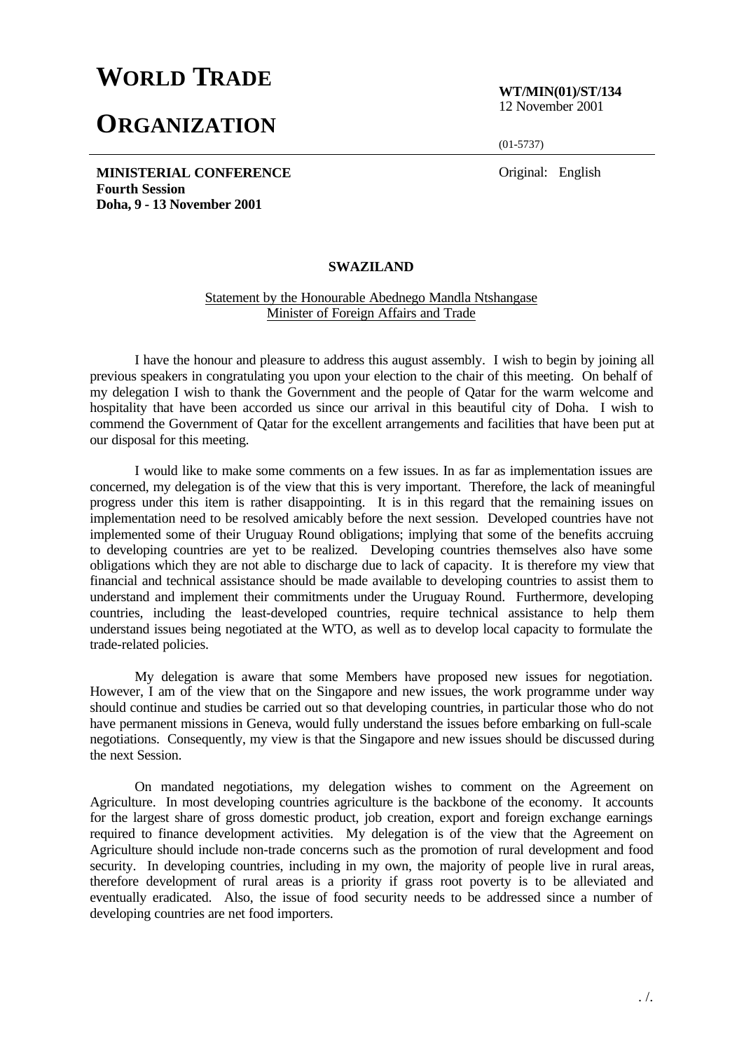# WORLD TRADE ORGANIZATION

**WT/MIN(01)/ST/134**
12 November 2001

(01-5737)

**MINISTERIAL CONFERENCE**
**Fourth Session**
**Doha, 9 - 13 November 2001**

Original: English

## SWAZILAND

Statement by the Honourable Abednego Mandla Ntshangase
Minister of Foreign Affairs and Trade

I have the honour and pleasure to address this august assembly. I wish to begin by joining all previous speakers in congratulating you upon your election to the chair of this meeting. On behalf of my delegation I wish to thank the Government and the people of Qatar for the warm welcome and hospitality that have been accorded us since our arrival in this beautiful city of Doha. I wish to commend the Government of Qatar for the excellent arrangements and facilities that have been put at our disposal for this meeting.

I would like to make some comments on a few issues. In as far as implementation issues are concerned, my delegation is of the view that this is very important. Therefore, the lack of meaningful progress under this item is rather disappointing. It is in this regard that the remaining issues on implementation need to be resolved amicably before the next session. Developed countries have not implemented some of their Uruguay Round obligations; implying that some of the benefits accruing to developing countries are yet to be realized. Developing countries themselves also have some obligations which they are not able to discharge due to lack of capacity. It is therefore my view that financial and technical assistance should be made available to developing countries to assist them to understand and implement their commitments under the Uruguay Round. Furthermore, developing countries, including the least-developed countries, require technical assistance to help them understand issues being negotiated at the WTO, as well as to develop local capacity to formulate the trade-related policies.

My delegation is aware that some Members have proposed new issues for negotiation. However, I am of the view that on the Singapore and new issues, the work programme under way should continue and studies be carried out so that developing countries, in particular those who do not have permanent missions in Geneva, would fully understand the issues before embarking on full-scale negotiations. Consequently, my view is that the Singapore and new issues should be discussed during the next Session.

On mandated negotiations, my delegation wishes to comment on the Agreement on Agriculture. In most developing countries agriculture is the backbone of the economy. It accounts for the largest share of gross domestic product, job creation, export and foreign exchange earnings required to finance development activities. My delegation is of the view that the Agreement on Agriculture should include non-trade concerns such as the promotion of rural development and food security. In developing countries, including in my own, the majority of people live in rural areas, therefore development of rural areas is a priority if grass root poverty is to be alleviated and eventually eradicated. Also, the issue of food security needs to be addressed since a number of developing countries are net food importers.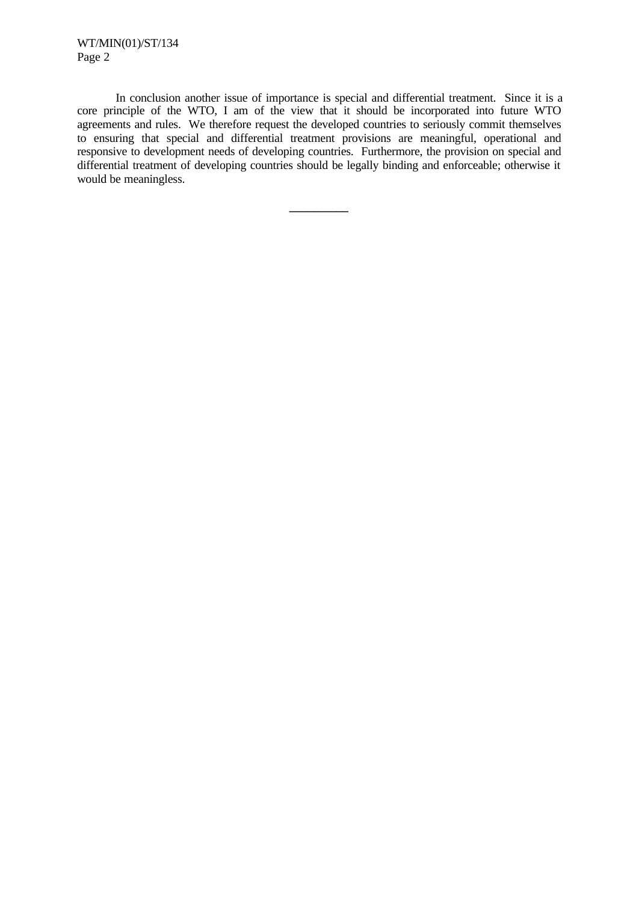In conclusion another issue of importance is special and differential treatment. Since it is a core principle of the WTO, I am of the view that it should be incorporated into future WTO agreements and rules. We therefore request the developed countries to seriously commit themselves to ensuring that special and differential treatment provisions are meaningful, operational and responsive to development needs of developing countries. Furthermore, the provision on special and differential treatment of developing countries should be legally binding and enforceable; otherwise it would be meaningless.

\_\_\_\_\_\_\_\_\_\_